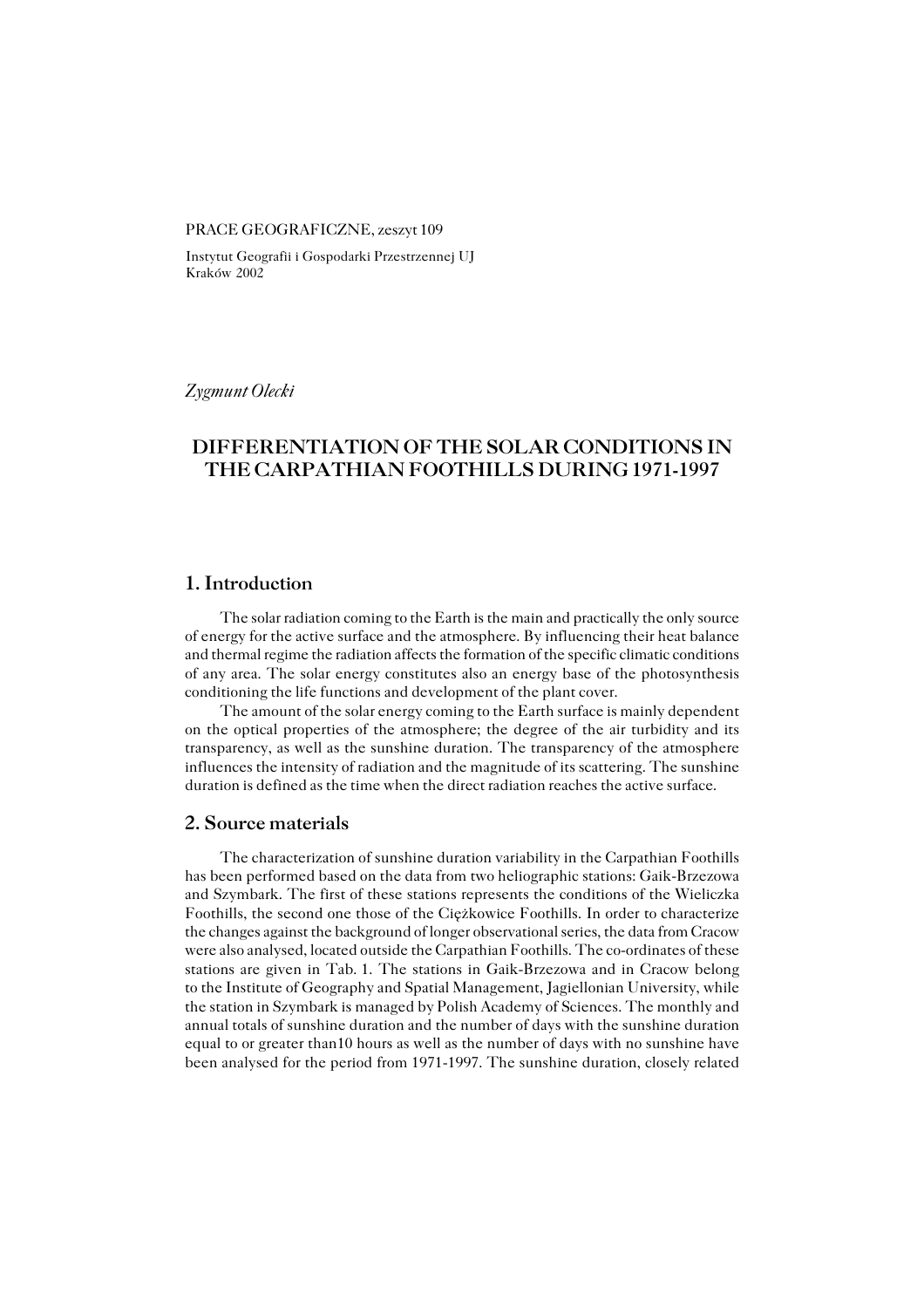PRACE GEOGRAFICZNE, zeszyt 109

Instytut Geografii i Gospodarki Przestrzennej UJ
Kraków 2002

*Zygmunt Olecki*

# DIFFERENTIATION OF THE SOLAR CONDITIONS IN THE CARPATHIAN FOOTHILLS DURING 1971-1997

## 1. Introduction

The solar radiation coming to the Earth is the main and practically the only source of energy for the active surface and the atmosphere. By influencing their heat balance and thermal regime the radiation affects the formation of the specific climatic conditions of any area. The solar energy constitutes also an energy base of the photosynthesis conditioning the life functions and development of the plant cover.

The amount of the solar energy coming to the Earth surface is mainly dependent on the optical properties of the atmosphere; the degree of the air turbidity and its transparency, as well as the sunshine duration. The transparency of the atmosphere influences the intensity of radiation and the magnitude of its scattering. The sunshine duration is defined as the time when the direct radiation reaches the active surface.

## 2. Source materials

The characterization of sunshine duration variability in the Carpathian Foothills has been performed based on the data from two heliographic stations: Gaik-Brzezowa and Szymbark. The first of these stations represents the conditions of the Wieliczka Foothills, the second one those of the Ciężkowice Foothills. In order to characterize the changes against the background of longer observational series, the data from Cracow were also analysed, located outside the Carpathian Foothills. The co-ordinates of these stations are given in Tab. 1. The stations in Gaik-Brzezowa and in Cracow belong to the Institute of Geography and Spatial Management, Jagiellonian University, while the station in Szymbark is managed by Polish Academy of Sciences. The monthly and annual totals of sunshine duration and the number of days with the sunshine duration equal to or greater than10 hours as well as the number of days with no sunshine have been analysed for the period from 1971-1997. The sunshine duration, closely related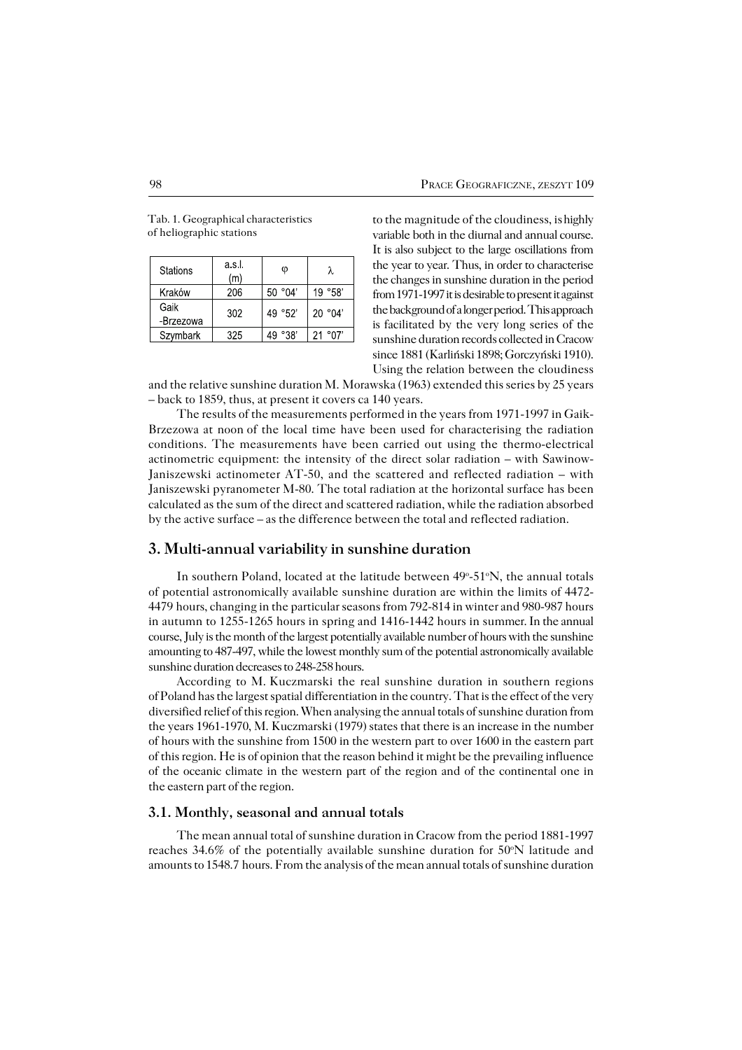Tab. 1. Geographical characteristics of heliographic stations

| Stations | a.s.l. (m) | φ | λ |
|---|---|---|---|
| Kraków | 206 | 50 °04' | 19 °58' |
| Gaik -Brzezowa | 302 | 49 °52' | 20 °04' |
| Szymbark | 325 | 49 °38' | 21 °07' |

to the magnitude of the cloudiness, is highly variable both in the diurnal and annual course. It is also subject to the large oscillations from the year to year. Thus, in order to characterise the changes in sunshine duration in the period from 1971-1997 it is desirable to present it against the background of a longer period. This approach is facilitated by the very long series of the sunshine duration records collected in Cracow since 1881 (Karliński 1898; Gorczyński 1910). Using the relation between the cloudiness and the relative sunshine duration M. Morawska (1963) extended this series by 25 years – back to 1859, thus, at present it covers ca 140 years.

The results of the measurements performed in the years from 1971-1997 in Gaik-Brzezowa at noon of the local time have been used for characterising the radiation conditions. The measurements have been carried out using the thermo-electrical actinometric equipment: the intensity of the direct solar radiation – with Sawinow-Janiszewski actinometer AT-50, and the scattered and reflected radiation – with Janiszewski pyranometer M-80. The total radiation at the horizontal surface has been calculated as the sum of the direct and scattered radiation, while the radiation absorbed by the active surface – as the difference between the total and reflected radiation.

## 3. Multi-annual variability in sunshine duration

In southern Poland, located at the latitude between 49°-51°N, the annual totals of potential astronomically available sunshine duration are within the limits of 4472-4479 hours, changing in the particular seasons from 792-814 in winter and 980-987 hours in autumn to 1255-1265 hours in spring and 1416-1442 hours in summer. In the annual course, July is the month of the largest potentially available number of hours with the sunshine amounting to 487-497, while the lowest monthly sum of the potential astronomically available sunshine duration decreases to 248-258 hours.

According to M. Kuczmarski the real sunshine duration in southern regions of Poland has the largest spatial differentiation in the country. That is the effect of the very diversified relief of this region. When analysing the annual totals of sunshine duration from the years 1961-1970, M. Kuczmarski (1979) states that there is an increase in the number of hours with the sunshine from 1500 in the western part to over 1600 in the eastern part of this region. He is of opinion that the reason behind it might be the prevailing influence of the oceanic climate in the western part of the region and of the continental one in the eastern part of the region.

### 3.1. Monthly, seasonal and annual totals

The mean annual total of sunshine duration in Cracow from the period 1881-1997 reaches 34.6% of the potentially available sunshine duration for 50°N latitude and amounts to 1548.7 hours. From the analysis of the mean annual totals of sunshine duration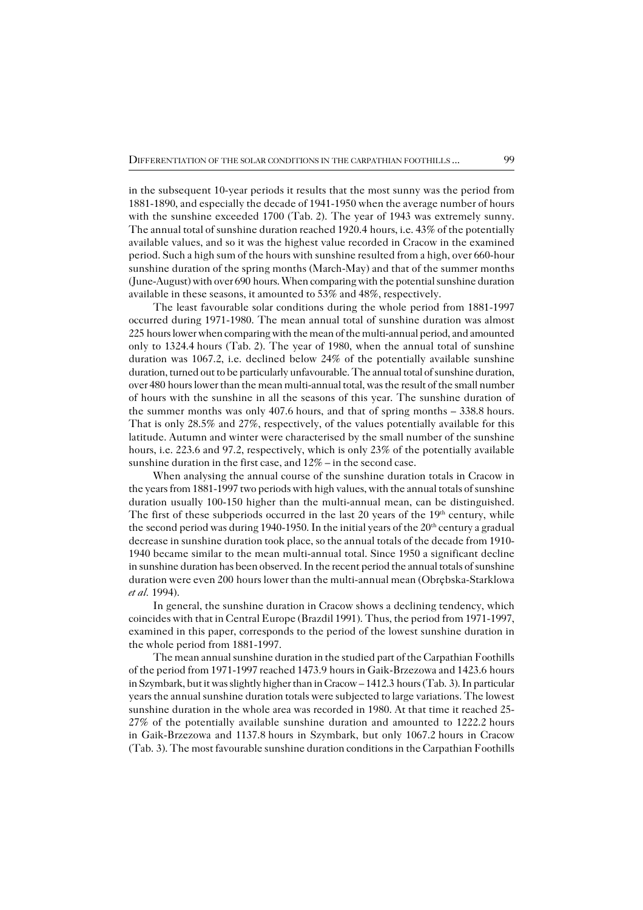in the subsequent 10-year periods it results that the most sunny was the period from 1881-1890, and especially the decade of 1941-1950 when the average number of hours with the sunshine exceeded 1700 (Tab. 2). The year of 1943 was extremely sunny. The annual total of sunshine duration reached 1920.4 hours, i.e. 43% of the potentially available values, and so it was the highest value recorded in Cracow in the examined period. Such a high sum of the hours with sunshine resulted from a high, over 660-hour sunshine duration of the spring months (March-May) and that of the summer months (June-August) with over 690 hours. When comparing with the potential sunshine duration available in these seasons, it amounted to 53% and 48%, respectively.

The least favourable solar conditions during the whole period from 1881-1997 occurred during 1971-1980. The mean annual total of sunshine duration was almost 225 hours lower when comparing with the mean of the multi-annual period, and amounted only to 1324.4 hours (Tab. 2). The year of 1980, when the annual total of sunshine duration was 1067.2, i.e. declined below 24% of the potentially available sunshine duration, turned out to be particularly unfavourable. The annual total of sunshine duration, over 480 hours lower than the mean multi-annual total, was the result of the small number of hours with the sunshine in all the seasons of this year. The sunshine duration of the summer months was only 407.6 hours, and that of spring months – 338.8 hours. That is only 28.5% and 27%, respectively, of the values potentially available for this latitude. Autumn and winter were characterised by the small number of the sunshine hours, i.e. 223.6 and 97.2, respectively, which is only 23% of the potentially available sunshine duration in the first case, and 12% – in the second case.

When analysing the annual course of the sunshine duration totals in Cracow in the years from 1881-1997 two periods with high values, with the annual totals of sunshine duration usually 100-150 higher than the multi-annual mean, can be distinguished. The first of these subperiods occurred in the last 20 years of the 19th century, while the second period was during 1940-1950. In the initial years of the 20th century a gradual decrease in sunshine duration took place, so the annual totals of the decade from 1910-1940 became similar to the mean multi-annual total. Since 1950 a significant decline in sunshine duration has been observed. In the recent period the annual totals of sunshine duration were even 200 hours lower than the multi-annual mean (Obrębska-Starklowa *et al.* 1994).

In general, the sunshine duration in Cracow shows a declining tendency, which coincides with that in Central Europe (Brazdil 1991). Thus, the period from 1971-1997, examined in this paper, corresponds to the period of the lowest sunshine duration in the whole period from 1881-1997.

The mean annual sunshine duration in the studied part of the Carpathian Foothills of the period from 1971-1997 reached 1473.9 hours in Gaik-Brzezowa and 1423.6 hours in Szymbark, but it was slightly higher than in Cracow – 1412.3 hours (Tab. 3). In particular years the annual sunshine duration totals were subjected to large variations. The lowest sunshine duration in the whole area was recorded in 1980. At that time it reached 25-27% of the potentially available sunshine duration and amounted to 1222.2 hours in Gaik-Brzezowa and 1137.8 hours in Szymbark, but only 1067.2 hours in Cracow (Tab. 3). The most favourable sunshine duration conditions in the Carpathian Foothills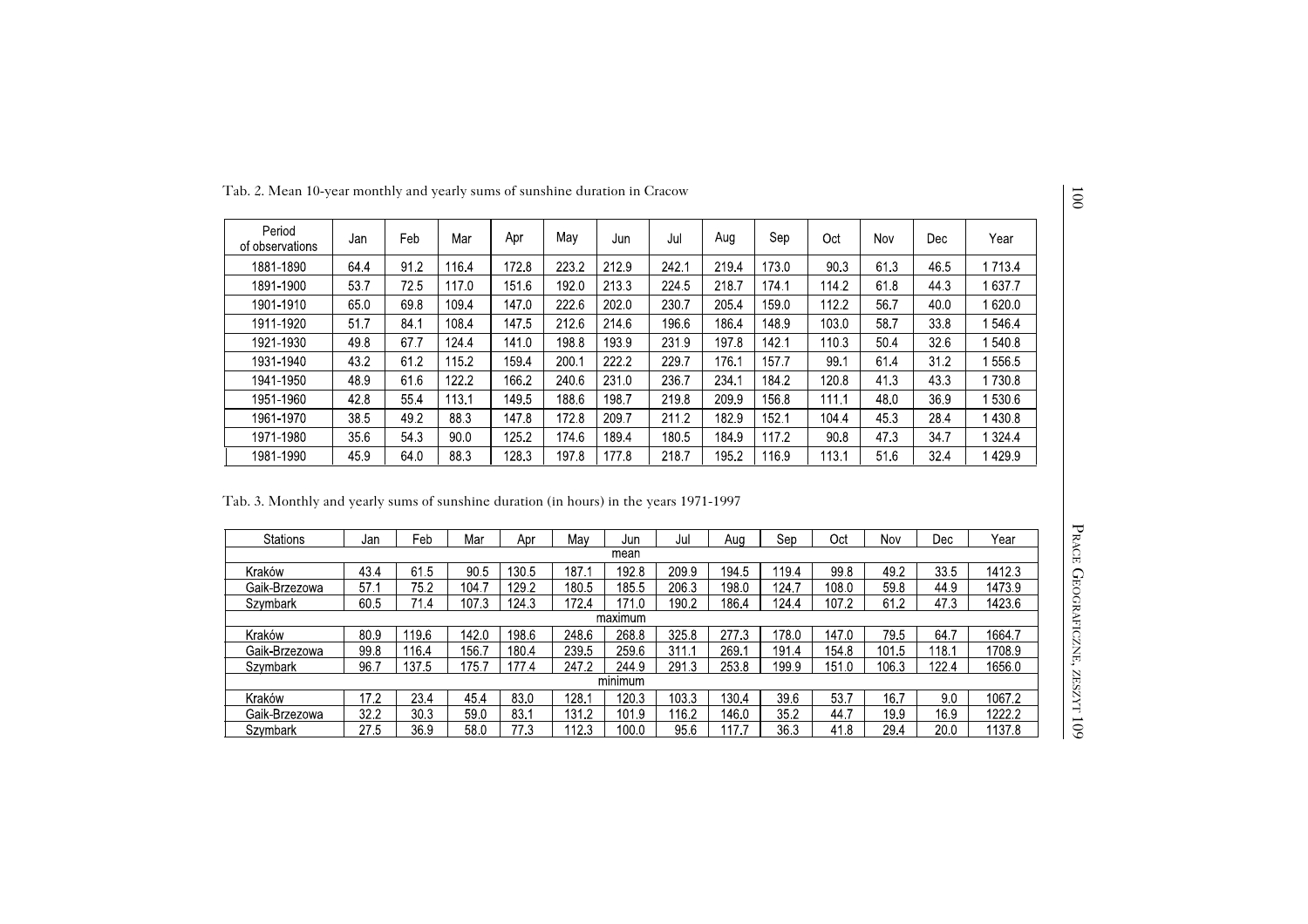Tab. 2. Mean 10-year monthly and yearly sums of sunshine duration in Cracow

| Period of observations | Jan | Feb | Mar | Apr | May | Jun | Jul | Aug | Sep | Oct | Nov | Dec | Year |
|---|---|---|---|---|---|---|---|---|---|---|---|---|---|
| 1881-1890 | 64.4 | 91.2 | 116.4 | 172.8 | 223.2 | 212.9 | 242.1 | 219.4 | 173.0 | 90.3 | 61.3 | 46.5 | 1 713.4 |
| 1891-1900 | 53.7 | 72.5 | 117.0 | 151.6 | 192.0 | 213.3 | 224.5 | 218.7 | 174.1 | 114.2 | 61.8 | 44.3 | 1 637.7 |
| 1901-1910 | 65.0 | 69.8 | 109.4 | 147.0 | 222.6 | 202.0 | 230.7 | 205.4 | 159.0 | 112.2 | 56.7 | 40.0 | 1 620.0 |
| 1911-1920 | 51.7 | 84.1 | 108.4 | 147.5 | 212.6 | 214.6 | 196.6 | 186.4 | 148.9 | 103.0 | 58.7 | 33.8 | 1 546.4 |
| 1921-1930 | 49.8 | 67.7 | 124.4 | 141.0 | 198.8 | 193.9 | 231.9 | 197.8 | 142.1 | 110.3 | 50.4 | 32.6 | 1 540.8 |
| 1931-1940 | 43.2 | 61.2 | 115.2 | 159.4 | 200.1 | 222.2 | 229.7 | 176.1 | 157.7 | 99.1 | 61.4 | 31.2 | 1 556.5 |
| 1941-1950 | 48.9 | 61.6 | 122.2 | 166.2 | 240.6 | 231.0 | 236.7 | 234.1 | 184.2 | 120.8 | 41.3 | 43.3 | 1 730.8 |
| 1951-1960 | 42.8 | 55.4 | 113.1 | 149.5 | 188.6 | 198.7 | 219.8 | 209.9 | 156.8 | 111.1 | 48.0 | 36.9 | 1 530.6 |
| 1961-1970 | 38.5 | 49.2 | 88.3 | 147.8 | 172.8 | 209.7 | 211.2 | 182.9 | 152.1 | 104.4 | 45.3 | 28.4 | 1 430.8 |
| 1971-1980 | 35.6 | 54.3 | 90.0 | 125.2 | 174.6 | 189.4 | 180.5 | 184.9 | 117.2 | 90.8 | 47.3 | 34.7 | 1 324.4 |
| 1981-1990 | 45.9 | 64.0 | 88.3 | 128.3 | 197.8 | 177.8 | 218.7 | 195.2 | 116.9 | 113.1 | 51.6 | 32.4 | 1 429.9 |

Tab. 3. Monthly and yearly sums of sunshine duration (in hours) in the years 1971-1997

| Stations | Jan | Feb | Mar | Apr | May | Jun | Jul | Aug | Sep | Oct | Nov | Dec | Year |
|---|---|---|---|---|---|---|---|---|---|---|---|---|---|
| | | | | | | mean | | | | | | | |
| Kraków | 43.4 | 61.5 | 90.5 | 130.5 | 187.1 | 192.8 | 209.9 | 194.5 | 119.4 | 99.8 | 49.2 | 33.5 | 1412.3 |
| Gaik-Brzezowa | 57.1 | 75.2 | 104.7 | 129.2 | 180.5 | 185.5 | 206.3 | 198.0 | 124.7 | 108.0 | 59.8 | 44.9 | 1473.9 |
| Szymbark | 60.5 | 71.4 | 107.3 | 124.3 | 172.4 | 171.0 | 190.2 | 186.4 | 124.4 | 107.2 | 61.2 | 47.3 | 1423.6 |
| | | | | | | maximum | | | | | | | |
| Kraków | 80.9 | 119.6 | 142.0 | 198.6 | 248.6 | 268.8 | 325.8 | 277.3 | 178.0 | 147.0 | 79.5 | 64.7 | 1664.7 |
| Gaik-Brzezowa | 99.8 | 116.4 | 156.7 | 180.4 | 239.5 | 259.6 | 311.1 | 269.1 | 191.4 | 154.8 | 101.5 | 118.1 | 1708.9 |
| Szymbark | 96.7 | 137.5 | 175.7 | 177.4 | 247.2 | 244.9 | 291.3 | 253.8 | 199.9 | 151.0 | 106.3 | 122.4 | 1656.0 |
| | | | | | | minimum | | | | | | | |
| Kraków | 17.2 | 23.4 | 45.4 | 83.0 | 128.1 | 120.3 | 103.3 | 130.4 | 39.6 | 53.7 | 16.7 | 9.0 | 1067.2 |
| Gaik-Brzezowa | 32.2 | 30.3 | 59.0 | 83.1 | 131.2 | 101.9 | 116.2 | 146.0 | 35.2 | 44.7 | 19.9 | 16.9 | 1222.2 |
| Szymbark | 27.5 | 36.9 | 58.0 | 77.3 | 112.3 | 100.0 | 95.6 | 117.7 | 36.3 | 41.8 | 29.4 | 20.0 | 1137.8 |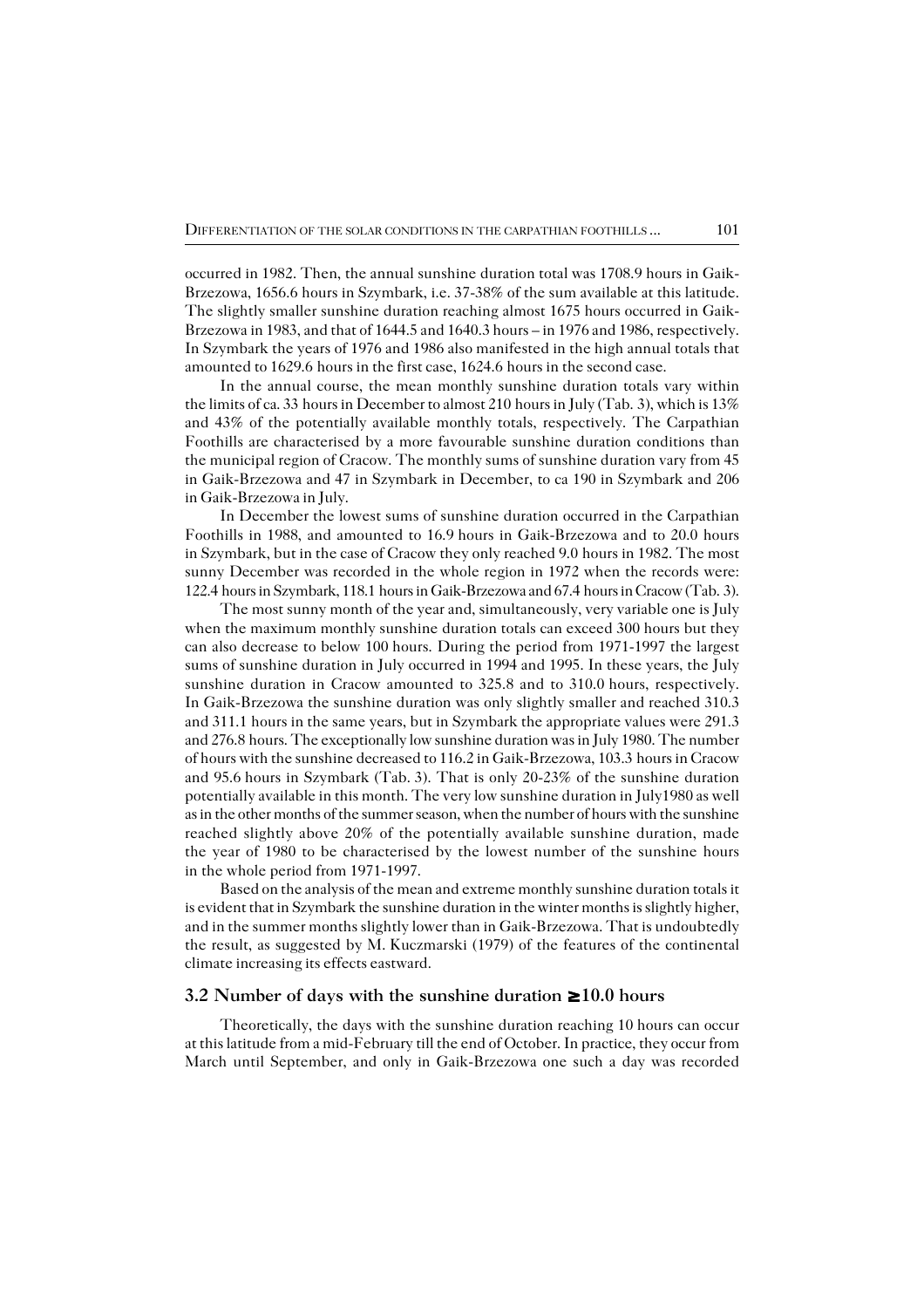occurred in 1982. Then, the annual sunshine duration total was 1708.9 hours in Gaik-Brzezowa, 1656.6 hours in Szymbark, i.e. 37-38% of the sum available at this latitude. The slightly smaller sunshine duration reaching almost 1675 hours occurred in Gaik-Brzezowa in 1983, and that of 1644.5 and 1640.3 hours – in 1976 and 1986, respectively. In Szymbark the years of 1976 and 1986 also manifested in the high annual totals that amounted to 1629.6 hours in the first case, 1624.6 hours in the second case.

In the annual course, the mean monthly sunshine duration totals vary within the limits of ca. 33 hours in December to almost 210 hours in July (Tab. 3), which is 13% and 43% of the potentially available monthly totals, respectively. The Carpathian Foothills are characterised by a more favourable sunshine duration conditions than the municipal region of Cracow. The monthly sums of sunshine duration vary from 45 in Gaik-Brzezowa and 47 in Szymbark in December, to ca 190 in Szymbark and 206 in Gaik-Brzezowa in July.

In December the lowest sums of sunshine duration occurred in the Carpathian Foothills in 1988, and amounted to 16.9 hours in Gaik-Brzezowa and to 20.0 hours in Szymbark, but in the case of Cracow they only reached 9.0 hours in 1982. The most sunny December was recorded in the whole region in 1972 when the records were: 122.4 hours in Szymbark, 118.1 hours in Gaik-Brzezowa and 67.4 hours in Cracow (Tab. 3).

The most sunny month of the year and, simultaneously, very variable one is July when the maximum monthly sunshine duration totals can exceed 300 hours but they can also decrease to below 100 hours. During the period from 1971-1997 the largest sums of sunshine duration in July occurred in 1994 and 1995. In these years, the July sunshine duration in Cracow amounted to 325.8 and to 310.0 hours, respectively. In Gaik-Brzezowa the sunshine duration was only slightly smaller and reached 310.3 and 311.1 hours in the same years, but in Szymbark the appropriate values were 291.3 and 276.8 hours. The exceptionally low sunshine duration was in July 1980. The number of hours with the sunshine decreased to 116.2 in Gaik-Brzezowa, 103.3 hours in Cracow and 95.6 hours in Szymbark (Tab. 3). That is only 20-23% of the sunshine duration potentially available in this month. The very low sunshine duration in July1980 as well as in the other months of the summer season, when the number of hours with the sunshine reached slightly above 20% of the potentially available sunshine duration, made the year of 1980 to be characterised by the lowest number of the sunshine hours in the whole period from 1971-1997.

Based on the analysis of the mean and extreme monthly sunshine duration totals it is evident that in Szymbark the sunshine duration in the winter months is slightly higher, and in the summer months slightly lower than in Gaik-Brzezowa. That is undoubtedly the result, as suggested by M. Kuczmarski (1979) of the features of the continental climate increasing its effects eastward.

### 3.2 Number of days with the sunshine duration ≥10.0 hours

Theoretically, the days with the sunshine duration reaching 10 hours can occur at this latitude from a mid-February till the end of October. In practice, they occur from March until September, and only in Gaik-Brzezowa one such a day was recorded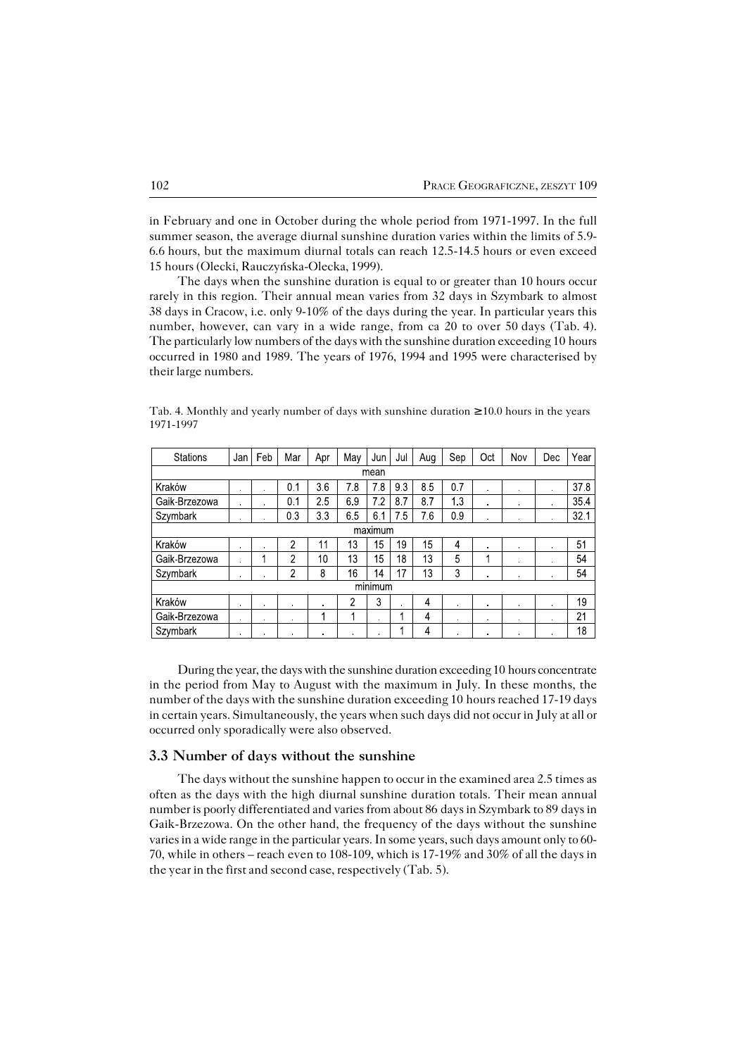in February and one in October during the whole period from 1971-1997. In the full summer season, the average diurnal sunshine duration varies within the limits of 5.9-6.6 hours, but the maximum diurnal totals can reach 12.5-14.5 hours or even exceed 15 hours (Olecki, Rauczyńska-Olecka, 1999).

The days when the sunshine duration is equal to or greater than 10 hours occur rarely in this region. Their annual mean varies from 32 days in Szymbark to almost 38 days in Cracow, i.e. only 9-10% of the days during the year. In particular years this number, however, can vary in a wide range, from ca 20 to over 50 days (Tab. 4). The particularly low numbers of the days with the sunshine duration exceeding 10 hours occurred in 1980 and 1989. The years of 1976, 1994 and 1995 were characterised by their large numbers.

Tab. 4. Monthly and yearly number of days with sunshine duration ≥10.0 hours in the years 1971-1997

| Stations | Jan | Feb | Mar | Apr | May | Jun | Jul | Aug | Sep | Oct | Nov | Dec | Year |
|---|---|---|---|---|---|---|---|---|---|---|---|---|---|
| | | | | | | mean | | | | | | | |
| Kraków | . | . | 0.1 | 3.6 | 7.8 | 7.8 | 9.3 | 8.5 | 0.7 | . | . | . | 37.8 |
| Gaik-Brzezowa | . | . | 0.1 | 2.5 | 6.9 | 7.2 | 8.7 | 8.7 | 1.3 | . | . | . | 35.4 |
| Szymbark | . | . | 0.3 | 3.3 | 6.5 | 6.1 | 7.5 | 7.6 | 0.9 | . | . | . | 32.1 |
| | | | | | | maximum | | | | | | | |
| Kraków | . | . | 2 | 11 | 13 | 15 | 19 | 15 | 4 | . | . | . | 51 |
| Gaik-Brzezowa | . | 1 | 2 | 10 | 13 | 15 | 18 | 13 | 5 | 1 | . | . | 54 |
| Szymbark | . | . | 2 | 8 | 16 | 14 | 17 | 13 | 3 | . | . | . | 54 |
| | | | | | | minimum | | | | | | | |
| Kraków | . | . | . | . | 2 | 3 | . | 4 | . | . | . | . | 19 |
| Gaik-Brzezowa | . | . | . | 1 | 1 | . | 1 | 4 | . | . | . | . | 21 |
| Szymbark | . | . | . | . | . | . | 1 | 4 | . | . | . | . | 18 |

During the year, the days with the sunshine duration exceeding 10 hours concentrate in the period from May to August with the maximum in July. In these months, the number of the days with the sunshine duration exceeding 10 hours reached 17-19 days in certain years. Simultaneously, the years when such days did not occur in July at all or occurred only sporadically were also observed.

### 3.3 Number of days without the sunshine

The days without the sunshine happen to occur in the examined area 2.5 times as often as the days with the high diurnal sunshine duration totals. Their mean annual number is poorly differentiated and varies from about 86 days in Szymbark to 89 days in Gaik-Brzezowa. On the other hand, the frequency of the days without the sunshine varies in a wide range in the particular years. In some years, such days amount only to 60-70, while in others – reach even to 108-109, which is 17-19% and 30% of all the days in the year in the first and second case, respectively (Tab. 5).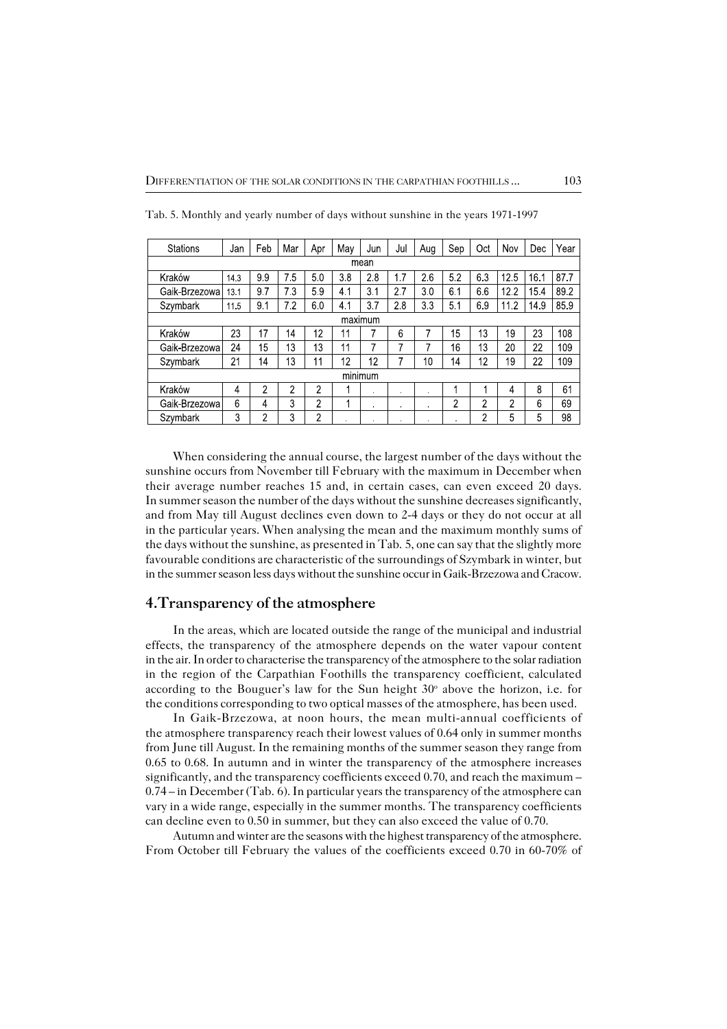Tab. 5. Monthly and yearly number of days without sunshine in the years 1971-1997

| Stations | Jan | Feb | Mar | Apr | May | Jun | Jul | Aug | Sep | Oct | Nov | Dec | Year |
|---|---|---|---|---|---|---|---|---|---|---|---|---|---|
| mean | | | | | | | | | | | | | |
| Kraków | 14.3 | 9.9 | 7.5 | 5.0 | 3.8 | 2.8 | 1.7 | 2.6 | 5.2 | 6.3 | 12.5 | 16.1 | 87.7 |
| Gaik-Brzezowa | 13.1 | 9.7 | 7.3 | 5.9 | 4.1 | 3.1 | 2.7 | 3.0 | 6.1 | 6.6 | 12.2 | 15.4 | 89.2 |
| Szymbark | 11.5 | 9.1 | 7.2 | 6.0 | 4.1 | 3.7 | 2.8 | 3.3 | 5.1 | 6.9 | 11.2 | 14.9 | 85.9 |
| maximum | | | | | | | | | | | | | |
| Kraków | 23 | 17 | 14 | 12 | 11 | 7 | 6 | 7 | 15 | 13 | 19 | 23 | 108 |
| Gaik-Brzezowa | 24 | 15 | 13 | 13 | 11 | 7 | 7 | 7 | 16 | 13 | 20 | 22 | 109 |
| Szymbark | 21 | 14 | 13 | 11 | 12 | 12 | 7 | 10 | 14 | 12 | 19 | 22 | 109 |
| minimum | | | | | | | | | | | | | |
| Kraków | 4 | 2 | 2 | 2 | 1 | . | . | . | 1 | 1 | 4 | 8 | 61 |
| Gaik-Brzezowa | 6 | 4 | 3 | 2 | 1 | . | . | . | 2 | 2 | 2 | 6 | 69 |
| Szymbark | 3 | 2 | 3 | 2 | . | . | . | . | . | 2 | 5 | 5 | 98 |

When considering the annual course, the largest number of the days without the sunshine occurs from November till February with the maximum in December when their average number reaches 15 and, in certain cases, can even exceed 20 days. In summer season the number of the days without the sunshine decreases significantly, and from May till August declines even down to 2-4 days or they do not occur at all in the particular years. When analysing the mean and the maximum monthly sums of the days without the sunshine, as presented in Tab. 5, one can say that the slightly more favourable conditions are characteristic of the surroundings of Szymbark in winter, but in the summer season less days without the sunshine occur in Gaik-Brzezowa and Cracow.

## 4. Transparency of the atmosphere

In the areas, which are located outside the range of the municipal and industrial effects, the transparency of the atmosphere depends on the water vapour content in the air. In order to characterise the transparency of the atmosphere to the solar radiation in the region of the Carpathian Foothills the transparency coefficient, calculated according to the Bouguer's law for the Sun height $30^{o}$ above the horizon, i.e. for the conditions corresponding to two optical masses of the atmosphere, has been used.

In Gaik-Brzezowa, at noon hours, the mean multi-annual coefficients of the atmosphere transparency reach their lowest values of 0.64 only in summer months from June till August. In the remaining months of the summer season they range from 0.65 to 0.68. In autumn and in winter the transparency of the atmosphere increases significantly, and the transparency coefficients exceed 0.70, and reach the maximum – 0.74 – in December (Tab. 6). In particular years the transparency of the atmosphere can vary in a wide range, especially in the summer months. The transparency coefficients can decline even to 0.50 in summer, but they can also exceed the value of 0.70.

Autumn and winter are the seasons with the highest transparency of the atmosphere. From October till February the values of the coefficients exceed 0.70 in 60-70% of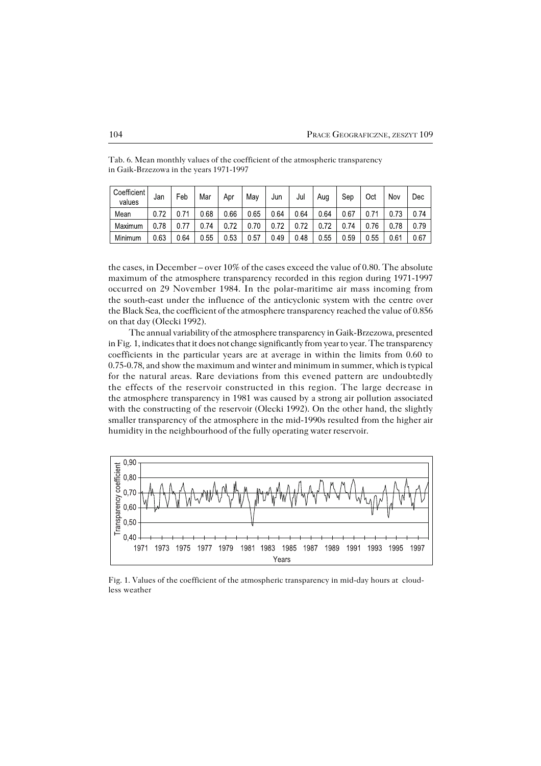Tab. 6. Mean monthly values of the coefficient of the atmospheric transparency in Gaik-Brzezowa in the years 1971-1997

| Coefficient values | Jan | Feb | Mar | Apr | May | Jun | Jul | Aug | Sep | Oct | Nov | Dec |
|---|---|---|---|---|---|---|---|---|---|---|---|---|
| Mean | 0.72 | 0.71 | 0.68 | 0.66 | 0.65 | 0.64 | 0.64 | 0.64 | 0.67 | 0.71 | 0.73 | 0.74 |
| Maximum | 0.78 | 0.77 | 0.74 | 0.72 | 0.70 | 0.72 | 0.72 | 0.72 | 0.74 | 0.76 | 0.78 | 0.79 |
| Minimum | 0.63 | 0.64 | 0.55 | 0.53 | 0.57 | 0.49 | 0.48 | 0.55 | 0.59 | 0.55 | 0.61 | 0.67 |

the cases, in December – over 10% of the cases exceed the value of 0.80. The absolute maximum of the atmosphere transparency recorded in this region during 1971-1997 occurred on 29 November 1984. In the polar-maritime air mass incoming from the south-east under the influence of the anticyclonic system with the centre over the Black Sea, the coefficient of the atmosphere transparency reached the value of 0.856 on that day (Olecki 1992).

The annual variability of the atmosphere transparency in Gaik-Brzezowa, presented in Fig. 1, indicates that it does not change significantly from year to year. The transparency coefficients in the particular years are at average in within the limits from 0.60 to 0.75-0.78, and show the maximum and winter and minimum in summer, which is typical for the natural areas. Rare deviations from this evened pattern are undoubtedly the effects of the reservoir constructed in this region. The large decrease in the atmosphere transparency in 1981 was caused by a strong air pollution associated with the constructing of the reservoir (Olecki 1992). On the other hand, the slightly smaller transparency of the atmosphere in the mid-1990s resulted from the higher air humidity in the neighbourhood of the fully operating water reservoir.

Transparency coefficient
0,90
0,80
0,70
0,60
0,50
0,40
1971 1973 1975 1977 1979 1981 1983 1985 1987 1989 1991 1993 1995 1997
Years

Fig. 1. Values of the coefficient of the atmospheric transparency in mid-day hours at cloudless weather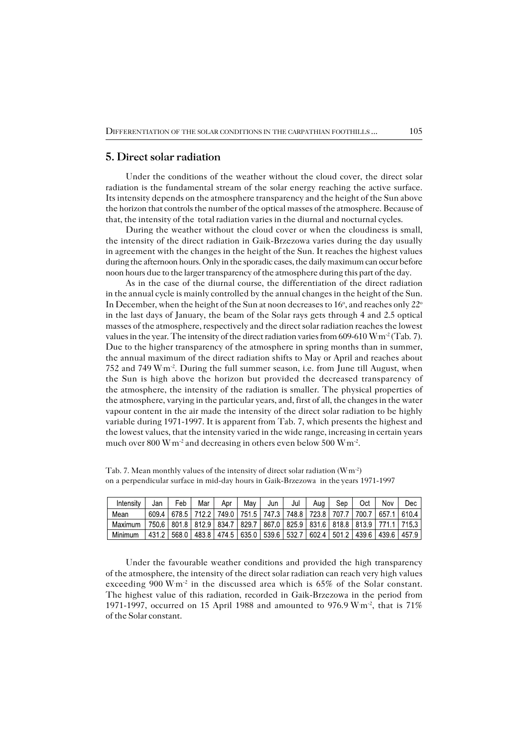## 5. Direct solar radiation

Under the conditions of the weather without the cloud cover, the direct solar radiation is the fundamental stream of the solar energy reaching the active surface. Its intensity depends on the atmosphere transparency and the height of the Sun above the horizon that controls the number of the optical masses of the atmosphere. Because of that, the intensity of the total radiation varies in the diurnal and nocturnal cycles.

During the weather without the cloud cover or when the cloudiness is small, the intensity of the direct radiation in Gaik-Brzezowa varies during the day usually in agreement with the changes in the height of the Sun. It reaches the highest values during the afternoon hours. Only in the sporadic cases, the daily maximum can occur before noon hours due to the larger transparency of the atmosphere during this part of the day.

As in the case of the diurnal course, the differentiation of the direct radiation in the annual cycle is mainly controlled by the annual changes in the height of the Sun. In December, when the height of the Sun at noon decreases to 16°, and reaches only 22° in the last days of January, the beam of the Solar rays gets through 4 and 2.5 optical masses of the atmosphere, respectively and the direct solar radiation reaches the lowest values in the year. The intensity of the direct radiation varies from 609-610 $W{\cdot}m^{-2}$ (Tab. 7). Due to the higher transparency of the atmosphere in spring months than in summer, the annual maximum of the direct radiation shifts to May or April and reaches about 752 and 749 $W{\cdot}m^{-2}$. During the full summer season, i.e. from June till August, when the Sun is high above the horizon but provided the decreased transparency of the atmosphere, the intensity of the radiation is smaller. The physical properties of the atmosphere, varying in the particular years, and, first of all, the changes in the water vapour content in the air made the intensity of the direct solar radiation to be highly variable during 1971-1997. It is apparent from Tab. 7, which presents the highest and the lowest values, that the intensity varied in the wide range, increasing in certain years much over 800 $W{\cdot}m^{-2}$ and decreasing in others even below 500 $W{\cdot}m^{-2}$.

Tab. 7. Mean monthly values of the intensity of direct solar radiation ($W{\cdot}m^{-2}$) on a perpendicular surface in mid-day hours in Gaik-Brzezowa in the years 1971-1997

| Intensity | Jan | Feb | Mar | Apr | May | Jun | Jul | Aug | Sep | Oct | Nov | Dec |
|---|---|---|---|---|---|---|---|---|---|---|---|---|
| Mean | 609.4 | 678.5 | 712.2 | 749.0 | 751.5 | 747.3 | 748.8 | 723.8 | 707.7 | 700.7 | 657.1 | 610.4 |
| Maximum | 750.6 | 801.8 | 812.9 | 834.7 | 829.7 | 867.0 | 825.9 | 831.6 | 818.8 | 813.9 | 771.1 | 715.3 |
| Minimum | 431.2 | 568.0 | 483.8 | 474.5 | 635.0 | 539.6 | 532.7 | 602.4 | 501.2 | 439.6 | 439.6 | 457.9 |

Under the favourable weather conditions and provided the high transparency of the atmosphere, the intensity of the direct solar radiation can reach very high values exceeding 900 $W{\cdot}m^{-2}$ in the discussed area which is 65% of the Solar constant. The highest value of this radiation, recorded in Gaik-Brzezowa in the period from 1971-1997, occurred on 15 April 1988 and amounted to 976.9 $W{\cdot}m^{-2}$, that is 71% of the Solar constant.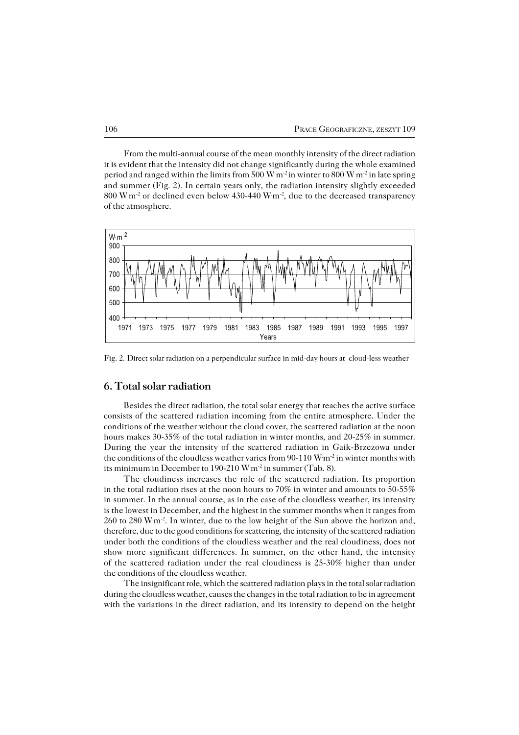From the multi-annual course of the mean monthly intensity of the direct radiation it is evident that the intensity did not change significantly during the whole examined period and ranged within the limits from 500 $W{\cdot}m^{-2}$ in winter to 800 $W{\cdot}m^{-2}$ in late spring and summer (Fig. 2). In certain years only, the radiation intensity slightly exceeded 800 $W{\cdot}m^{-2}$ or declined even below 430-440 $W{\cdot}m^{-2}$, due to the decreased transparency of the atmosphere.

$W{\cdot}m^{-2}$
900
800
700
600
500
400
1971 1973 1975 1977 1979 1981 1983 1985 1987 1989 1991 1993 1995 1997
Years

Fig. 2. Direct solar radiation on a perpendicular surface in mid-day hours at cloud-less weather

## 6. Total solar radiation

Besides the direct radiation, the total solar energy that reaches the active surface consists of the scattered radiation incoming from the entire atmosphere. Under the conditions of the weather without the cloud cover, the scattered radiation at the noon hours makes 30-35% of the total radiation in winter months, and 20-25% in summer. During the year the intensity of the scattered radiation in Gaik-Brzezowa under the conditions of the cloudless weather varies from 90-110 $W{\cdot}m^{-2}$ in winter months with its minimum in December to 190-210 $W{\cdot}m^{-2}$ in summer (Tab. 8).

The cloudiness increases the role of the scattered radiation. Its proportion in the total radiation rises at the noon hours to 70% in winter and amounts to 50-55% in summer. In the annual course, as in the case of the cloudless weather, its intensity is the lowest in December, and the highest in the summer months when it ranges from 260 to 280 $W{\cdot}m^{-2}$. In winter, due to the low height of the Sun above the horizon and, therefore, due to the good conditions for scattering, the intensity of the scattered radiation under both the conditions of the cloudless weather and the real cloudiness, does not show more significant differences. In summer, on the other hand, the intensity of the scattered radiation under the real cloudiness is 25-30% higher than under the conditions of the cloudless weather.

The insignificant role, which the scattered radiation plays in the total solar radiation during the cloudless weather, causes the changes in the total radiation to be in agreement with the variations in the direct radiation, and its intensity to depend on the height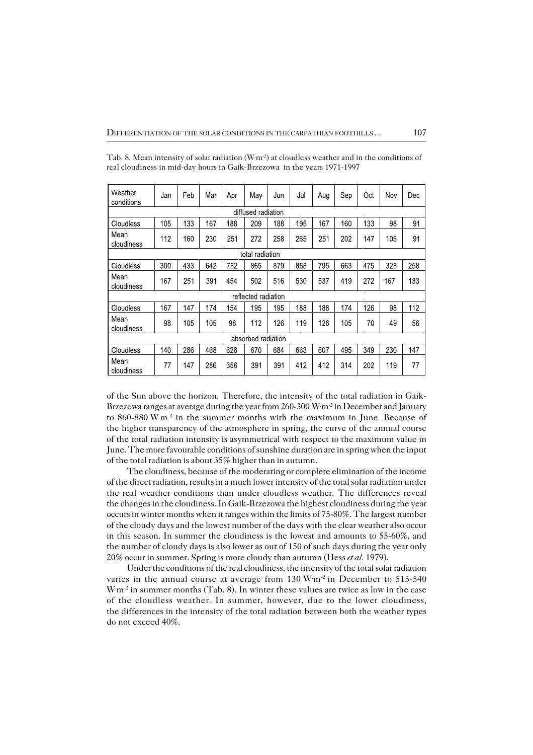Tab. 8. Mean intensity of solar radiation ($W{\cdot}m^{-2}$) at cloudless weather and in the conditions of real cloudiness in mid-day hours in Gaik-Brzezowa in the years 1971-1997

| Weather conditions | Jan | Feb | Mar | Apr | May | Jun | Jul | Aug | Sep | Oct | Nov | Dec |
|---|---|---|---|---|---|---|---|---|---|---|---|---|
| diffused radiation | | | | | | | | | | | | |
| Cloudless | 105 | 133 | 167 | 188 | 209 | 188 | 195 | 167 | 160 | 133 | 98 | 91 |
| Mean cloudiness | 112 | 160 | 230 | 251 | 272 | 258 | 265 | 251 | 202 | 147 | 105 | 91 |
| total radiation | | | | | | | | | | | | |
| Cloudless | 300 | 433 | 642 | 782 | 865 | 879 | 858 | 795 | 663 | 475 | 328 | 258 |
| Mean cloudiness | 167 | 251 | 391 | 454 | 502 | 516 | 530 | 537 | 419 | 272 | 167 | 133 |
| reflected radiation | | | | | | | | | | | | |
| Cloudless | 167 | 147 | 174 | 154 | 195 | 195 | 188 | 188 | 174 | 126 | 98 | 112 |
| Mean cloudiness | 98 | 105 | 105 | 98 | 112 | 126 | 119 | 126 | 105 | 70 | 49 | 56 |
| absorbed radiation | | | | | | | | | | | | |
| Cloudless | 140 | 286 | 468 | 628 | 670 | 684 | 663 | 607 | 495 | 349 | 230 | 147 |
| Mean cloudiness | 77 | 147 | 286 | 356 | 391 | 391 | 412 | 412 | 314 | 202 | 119 | 77 |

of the Sun above the horizon. Therefore, the intensity of the total radiation in Gaik-Brzezowa ranges at average during the year from 260-300 $W{\cdot}m^{-2}$ in December and January to 860-880 $W{\cdot}m^{-2}$ in the summer months with the maximum in June. Because of the higher transparency of the atmosphere in spring, the curve of the annual course of the total radiation intensity is asymmetrical with respect to the maximum value in June. The more favourable conditions of sunshine duration are in spring when the input of the total radiation is about 35% higher than in autumn.

The cloudiness, because of the moderating or complete elimination of the income of the direct radiation, results in a much lower intensity of the total solar radiation under the real weather conditions than under cloudless weather. The differences reveal the changes in the cloudiness. In Gaik-Brzezowa the highest cloudiness during the year occurs in winter months when it ranges within the limits of 75-80%. The largest number of the cloudy days and the lowest number of the days with the clear weather also occur in this season. In summer the cloudiness is the lowest and amounts to 55-60%, and the number of cloudy days is also lower as out of 150 of such days during the year only 20% occur in summer. Spring is more cloudy than autumn (Hess *et al.* 1979).

Under the conditions of the real cloudiness, the intensity of the total solar radiation varies in the annual course at average from 130 $W{\cdot}m^{-2}$ in December to 515-540 $W{\cdot}m^{-2}$ in summer months (Tab. 8). In winter these values are twice as low in the case of the cloudless weather. In summer, however, due to the lower cloudiness, the differences in the intensity of the total radiation between both the weather types do not exceed 40%.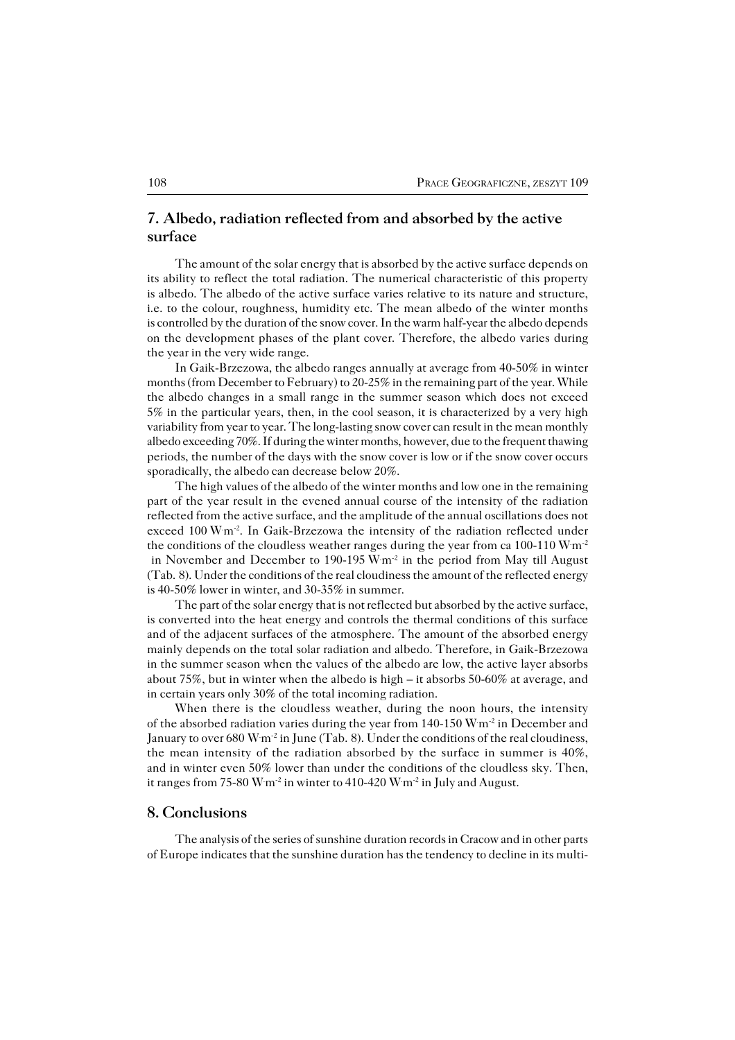## 7. Albedo, radiation reflected from and absorbed by the active surface

The amount of the solar energy that is absorbed by the active surface depends on its ability to reflect the total radiation. The numerical characteristic of this property is albedo. The albedo of the active surface varies relative to its nature and structure, i.e. to the colour, roughness, humidity etc. The mean albedo of the winter months is controlled by the duration of the snow cover. In the warm half-year the albedo depends on the development phases of the plant cover. Therefore, the albedo varies during the year in the very wide range.

In Gaik-Brzezowa, the albedo ranges annually at average from 40-50% in winter months (from December to February) to 20-25% in the remaining part of the year. While the albedo changes in a small range in the summer season which does not exceed 5% in the particular years, then, in the cool season, it is characterized by a very high variability from year to year. The long-lasting snow cover can result in the mean monthly albedo exceeding 70%. If during the winter months, however, due to the frequent thawing periods, the number of the days with the snow cover is low or if the snow cover occurs sporadically, the albedo can decrease below 20%.

The high values of the albedo of the winter months and low one in the remaining part of the year result in the evened annual course of the intensity of the radiation reflected from the active surface, and the amplitude of the annual oscillations does not exceed 100 $W{\cdot}m^{-2}$. In Gaik-Brzezowa the intensity of the radiation reflected under the conditions of the cloudless weather ranges during the year from ca 100-110 $W{\cdot}m^{-2}$ in November and December to 190-195 $W{\cdot}m^{-2}$ in the period from May till August (Tab. 8). Under the conditions of the real cloudiness the amount of the reflected energy is 40-50% lower in winter, and 30-35% in summer.

The part of the solar energy that is not reflected but absorbed by the active surface, is converted into the heat energy and controls the thermal conditions of this surface and of the adjacent surfaces of the atmosphere. The amount of the absorbed energy mainly depends on the total solar radiation and albedo. Therefore, in Gaik-Brzezowa in the summer season when the values of the albedo are low, the active layer absorbs about 75%, but in winter when the albedo is high – it absorbs 50-60% at average, and in certain years only 30% of the total incoming radiation.

When there is the cloudless weather, during the noon hours, the intensity of the absorbed radiation varies during the year from 140-150 $W{\cdot}m^{-2}$ in December and January to over 680 $W{\cdot}m^{-2}$ in June (Tab. 8). Under the conditions of the real cloudiness, the mean intensity of the radiation absorbed by the surface in summer is 40%, and in winter even 50% lower than under the conditions of the cloudless sky. Then, it ranges from 75-80 $W{\cdot}m^{-2}$ in winter to 410-420 $W{\cdot}m^{-2}$ in July and August.

## 8. Conclusions

The analysis of the series of sunshine duration records in Cracow and in other parts of Europe indicates that the sunshine duration has the tendency to decline in its multi-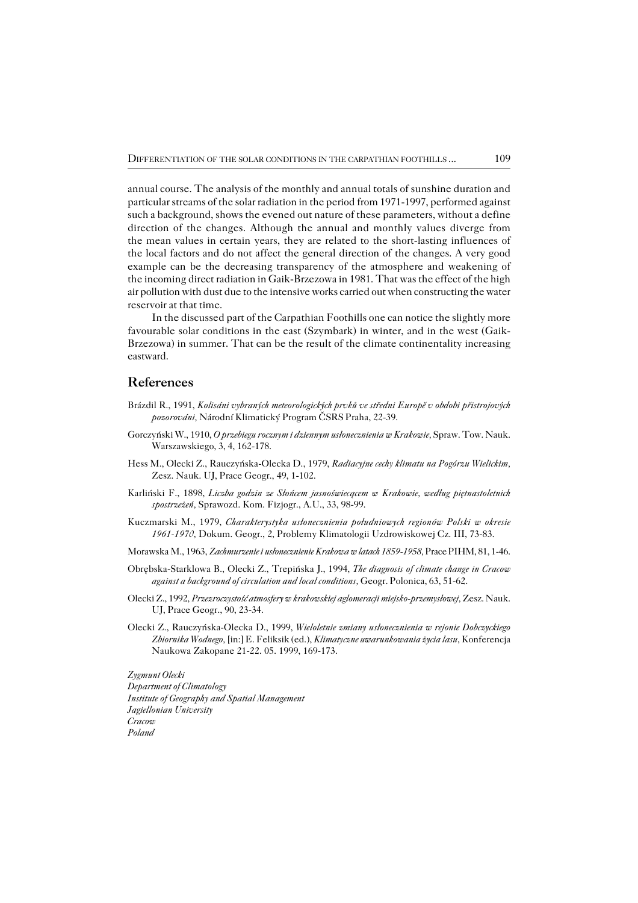annual course. The analysis of the monthly and annual totals of sunshine duration and particular streams of the solar radiation in the period from 1971-1997, performed against such a background, shows the evened out nature of these parameters, without a define direction of the changes. Although the annual and monthly values diverge from the mean values in certain years, they are related to the short-lasting influences of the local factors and do not affect the general direction of the changes. A very good example can be the decreasing transparency of the atmosphere and weakening of the incoming direct radiation in Gaik-Brzezowa in 1981. That was the effect of the high air pollution with dust due to the intensive works carried out when constructing the water reservoir at that time.

In the discussed part of the Carpathian Foothills one can notice the slightly more favourable solar conditions in the east (Szymbark) in winter, and in the west (Gaik-Brzezowa) in summer. That can be the result of the climate continentality increasing eastward.

## References

Brázdil R., 1991, *Kolisáni vybraných meteorologických prvků ve středni Evropě v obdobi přistrojových pozorováni,* Národní Klimatický Program ČSRS Praha, 22-39.

Gorczyński W., 1910, *O przebiegu rocznym i dziennym usłonecznienia w Krakowie*, Spraw. Tow. Nauk. Warszawskiego, 3, 4, 162-178.

Hess M., Olecki Z., Rauczyńska-Olecka D., 1979, *Radiacyjne cechy klimatu na Pogórzu Wielickim*, Zesz. Nauk. UJ, Prace Geogr., 49, 1-102.

Karliński F., 1898, *Liczba godzin ze Słońcem jasnoświecącem w Krakowie, według piętnastoletnich spostrzeżeń*, Sprawozd. Kom. Fizjogr., A.U., 33, 98-99.

Kuczmarski M., 1979, *Charakterystyka usłonecznienia południowych regionów Polski w okresie 1961-1970*, Dokum. Geogr., 2, Problemy Klimatologii Uzdrowiskowej Cz. III, 73-83.

Morawska M., 1963, *Zachmurzenie i usłonecznienie Krakowa w latach 1859-1958,* Prace PIHM, 81, 1-46.

Obrębska-Starklowa B., Olecki Z., Trepińska J., 1994, *The diagnosis of climate change in Cracow against a background of circulation and local conditions*, Geogr. Polonica, 63, 51-62.

Olecki Z., 1992, *Przezroczystość atmosfery w krakowskiej aglomeracji miejsko-przemysłowej*, Zesz. Nauk. UJ, Prace Geogr., 90, 23-34.

Olecki Z., Rauczyńska-Olecka D., 1999, *Wieloletnie zmiany usłonecznienia w rejonie Dobczyckiego Zbiornika Wodnego,* [in:] E. Feliksik (ed.), *Klimatyczne uwarunkowania życia lasu*, Konferencja Naukowa Zakopane 21-22. 05. 1999, 169-173.

*Zygmunt Olecki*
*Department of Climatology*
*Institute of Geography and Spatial Management*
*Jagiellonian University*
*Cracow*
*Poland*